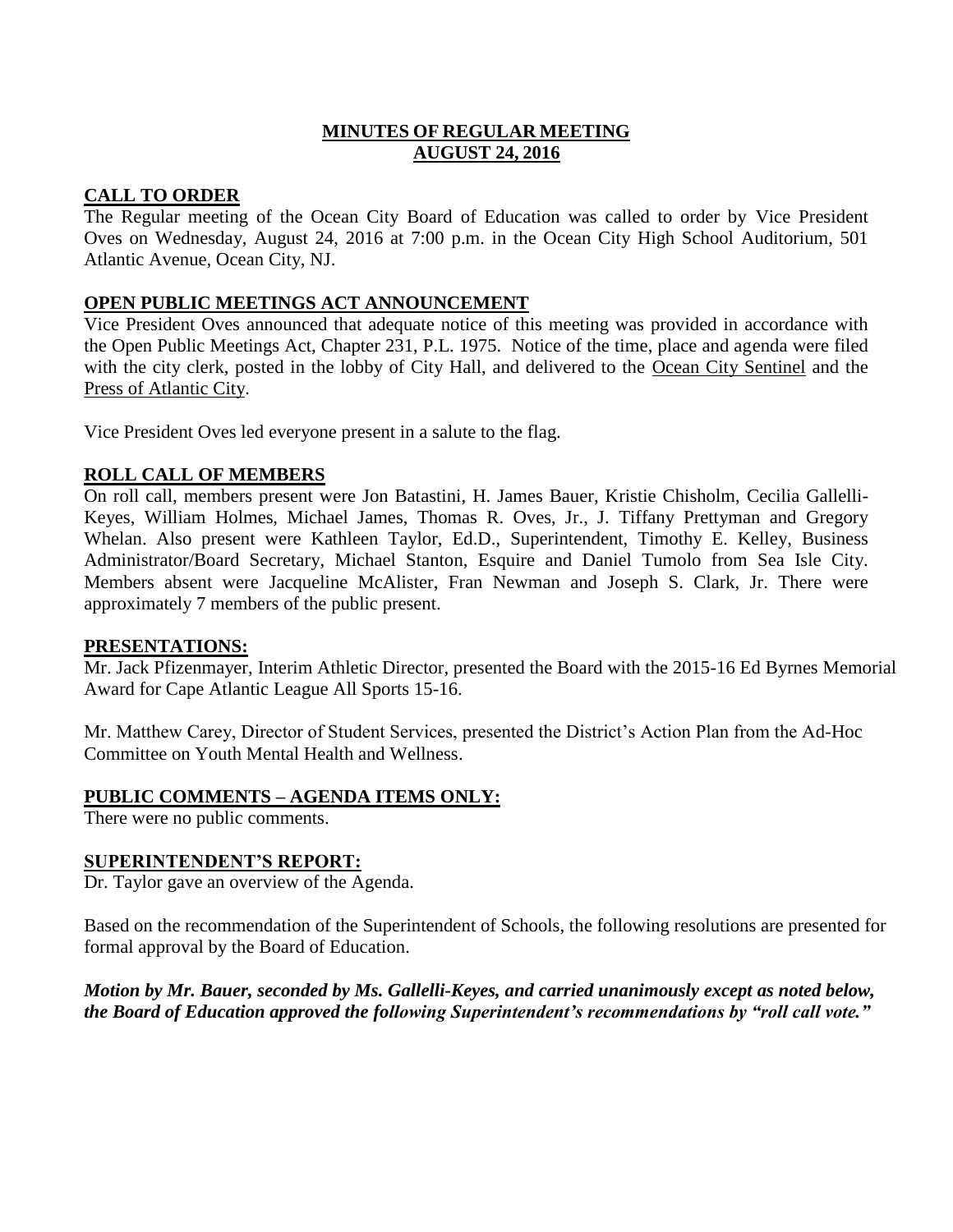# MINUTES OF REGULAR MEETING
# AUGUST 24, 2016

## CALL TO ORDER

The Regular meeting of the Ocean City Board of Education was called to order by Vice President Oves on Wednesday, August 24, 2016 at 7:00 p.m. in the Ocean City High School Auditorium, 501 Atlantic Avenue, Ocean City, NJ.

## OPEN PUBLIC MEETINGS ACT ANNOUNCEMENT

Vice President Oves announced that adequate notice of this meeting was provided in accordance with the Open Public Meetings Act, Chapter 231, P.L. 1975. Notice of the time, place and agenda were filed with the city clerk, posted in the lobby of City Hall, and delivered to the Ocean City Sentinel and the Press of Atlantic City.

Vice President Oves led everyone present in a salute to the flag.

## ROLL CALL OF MEMBERS

On roll call, members present were Jon Batastini, H. James Bauer, Kristie Chisholm, Cecilia Gallelli-Keyes, William Holmes, Michael James, Thomas R. Oves, Jr., J. Tiffany Prettyman and Gregory Whelan. Also present were Kathleen Taylor, Ed.D., Superintendent, Timothy E. Kelley, Business Administrator/Board Secretary, Michael Stanton, Esquire and Daniel Tumolo from Sea Isle City. Members absent were Jacqueline McAlister, Fran Newman and Joseph S. Clark, Jr. There were approximately 7 members of the public present.

## PRESENTATIONS:

Mr. Jack Pfizenmayer, Interim Athletic Director, presented the Board with the 2015-16 Ed Byrnes Memorial Award for Cape Atlantic League All Sports 15-16.

Mr. Matthew Carey, Director of Student Services, presented the District's Action Plan from the Ad-Hoc Committee on Youth Mental Health and Wellness.

## PUBLIC COMMENTS – AGENDA ITEMS ONLY:

There were no public comments.

## SUPERINTENDENT'S REPORT:

Dr. Taylor gave an overview of the Agenda.

Based on the recommendation of the Superintendent of Schools, the following resolutions are presented for formal approval by the Board of Education.

***Motion by Mr. Bauer, seconded by Ms. Gallelli-Keyes, and carried unanimously except as noted below, the Board of Education approved the following Superintendent's recommendations by "roll call vote."***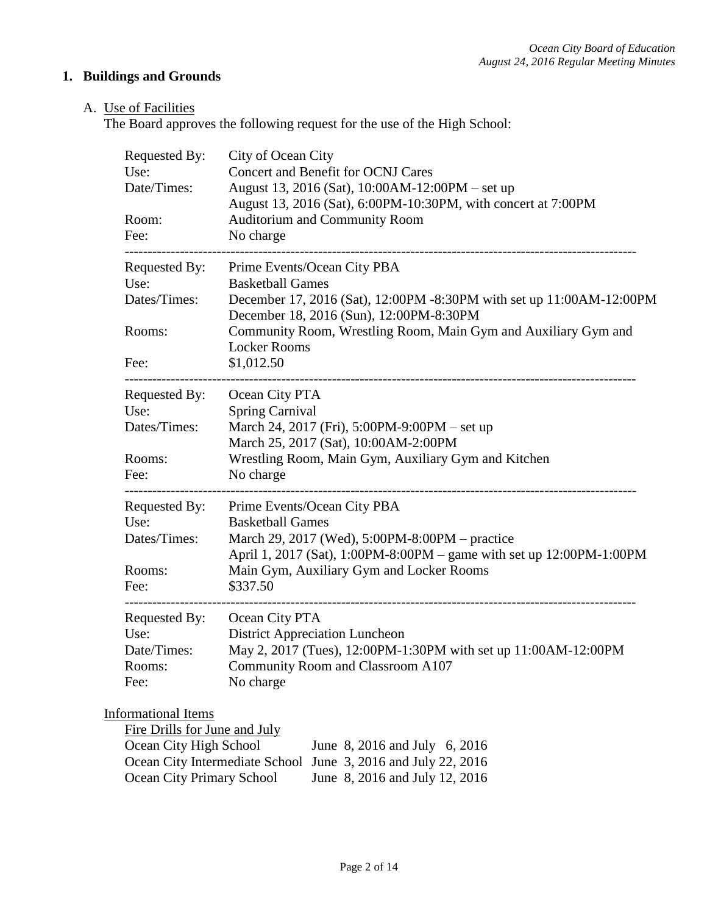## 1. Buildings and Grounds

### A. Use of Facilities

The Board approves the following request for the use of the High School:

| | |
|---|---|
| Requested By: | City of Ocean City |
| Use: | Concert and Benefit for OCNJ Cares |
| Date/Times: | August 13, 2016 (Sat), 10:00AM-12:00PM – set up<br>August 13, 2016 (Sat), 6:00PM-10:30PM, with concert at 7:00PM |
| Room: | Auditorium and Community Room |
| Fee: | No charge |

---

| | |
|---|---|
| Requested By: | Prime Events/Ocean City PBA |
| Use: | Basketball Games |
| Dates/Times: | December 17, 2016 (Sat), 12:00PM -8:30PM with set up 11:00AM-12:00PM<br>December 18, 2016 (Sun), 12:00PM-8:30PM |
| Rooms: | Community Room, Wrestling Room, Main Gym and Auxiliary Gym and Locker Rooms |
| Fee: | $1,012.50 |

---

| | |
|---|---|
| Requested By: | Ocean City PTA |
| Use: | Spring Carnival |
| Dates/Times: | March 24, 2017 (Fri), 5:00PM-9:00PM – set up<br>March 25, 2017 (Sat), 10:00AM-2:00PM |
| Rooms: | Wrestling Room, Main Gym, Auxiliary Gym and Kitchen |
| Fee: | No charge |

---

| | |
|---|---|
| Requested By: | Prime Events/Ocean City PBA |
| Use: | Basketball Games |
| Dates/Times: | March 29, 2017 (Wed), 5:00PM-8:00PM – practice<br>April 1, 2017 (Sat), 1:00PM-8:00PM – game with set up 12:00PM-1:00PM |
| Rooms: | Main Gym, Auxiliary Gym and Locker Rooms |
| Fee: | $337.50 |

---

| | |
|---|---|
| Requested By: | Ocean City PTA |
| Use: | District Appreciation Luncheon |
| Date/Times: | May 2, 2017 (Tues), 12:00PM-1:30PM with set up 11:00AM-12:00PM |
| Rooms: | Community Room and Classroom A107 |
| Fee: | No charge |

Informational Items

Fire Drills for June and July

| | |
|---|---|
| Ocean City High School | June 8, 2016 and July 6, 2016 |
| Ocean City Intermediate School | June 3, 2016 and July 22, 2016 |
| Ocean City Primary School | June 8, 2016 and July 12, 2016 |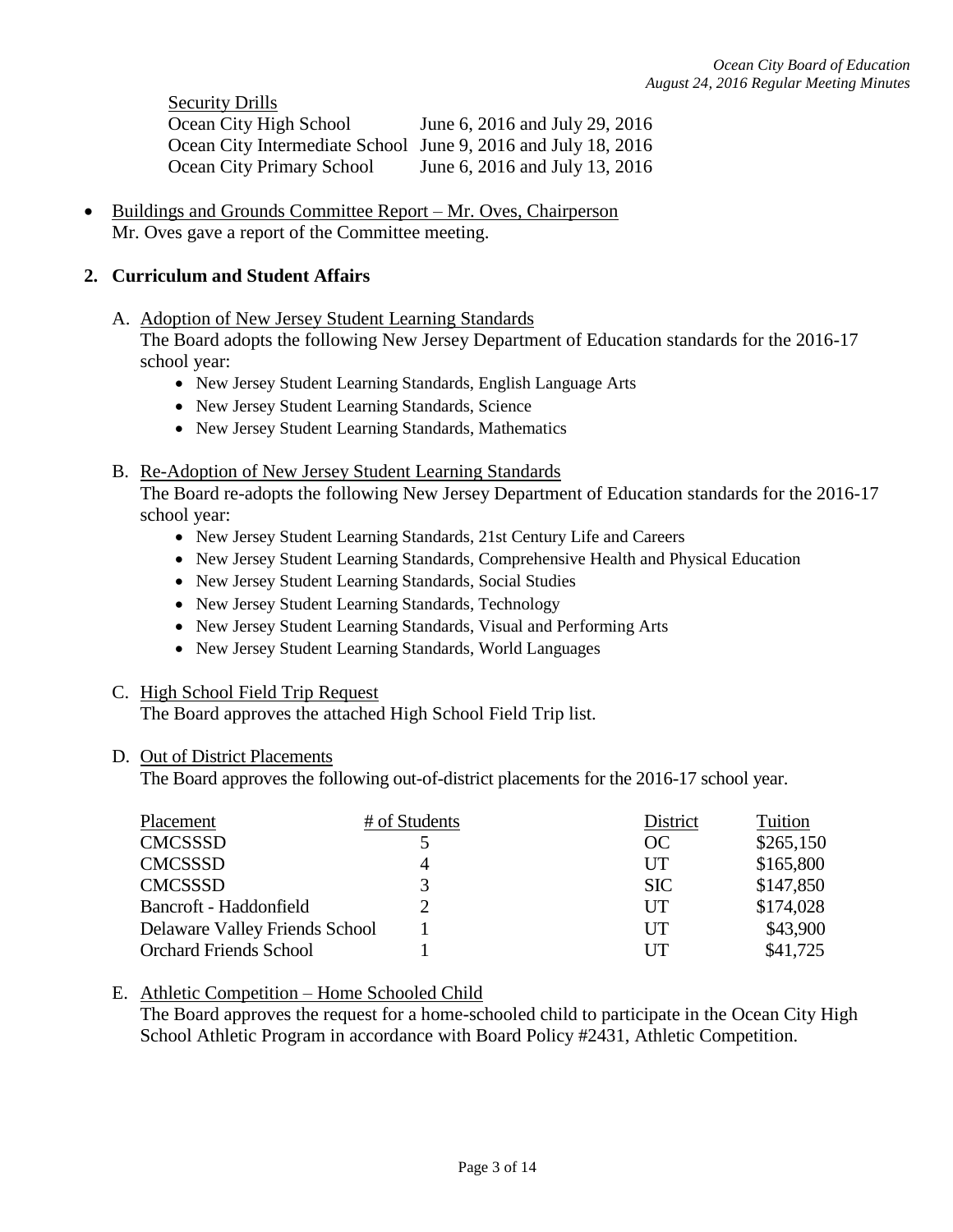Security Drills

| | |
|---|---|
| Ocean City High School | June 6, 2016 and July 29, 2016 |
| Ocean City Intermediate School | June 9, 2016 and July 18, 2016 |
| Ocean City Primary School | June 6, 2016 and July 13, 2016 |

- Buildings and Grounds Committee Report – Mr. Oves, Chairperson
  Mr. Oves gave a report of the Committee meeting.

**2. Curriculum and Student Affairs**

A. Adoption of New Jersey Student Learning Standards
The Board adopts the following New Jersey Department of Education standards for the 2016-17 school year:
- New Jersey Student Learning Standards, English Language Arts
- New Jersey Student Learning Standards, Science
- New Jersey Student Learning Standards, Mathematics

B. Re-Adoption of New Jersey Student Learning Standards
The Board re-adopts the following New Jersey Department of Education standards for the 2016-17 school year:
- New Jersey Student Learning Standards, 21st Century Life and Careers
- New Jersey Student Learning Standards, Comprehensive Health and Physical Education
- New Jersey Student Learning Standards, Social Studies
- New Jersey Student Learning Standards, Technology
- New Jersey Student Learning Standards, Visual and Performing Arts
- New Jersey Student Learning Standards, World Languages

C. High School Field Trip Request
The Board approves the attached High School Field Trip list.

D. Out of District Placements
The Board approves the following out-of-district placements for the 2016-17 school year.

| Placement | # of Students | District | Tuition |
|---|---|---|---|
| CMCSSSD | 5 | OC | $265,150 |
| CMCSSSD | 4 | UT | $165,800 |
| CMCSSSD | 3 | SIC | $147,850 |
| Bancroft - Haddonfield | 2 | UT | $174,028 |
| Delaware Valley Friends School | 1 | UT | $43,900 |
| Orchard Friends School | 1 | UT | $41,725 |

E. Athletic Competition – Home Schooled Child
The Board approves the request for a home-schooled child to participate in the Ocean City High School Athletic Program in accordance with Board Policy #2431, Athletic Competition.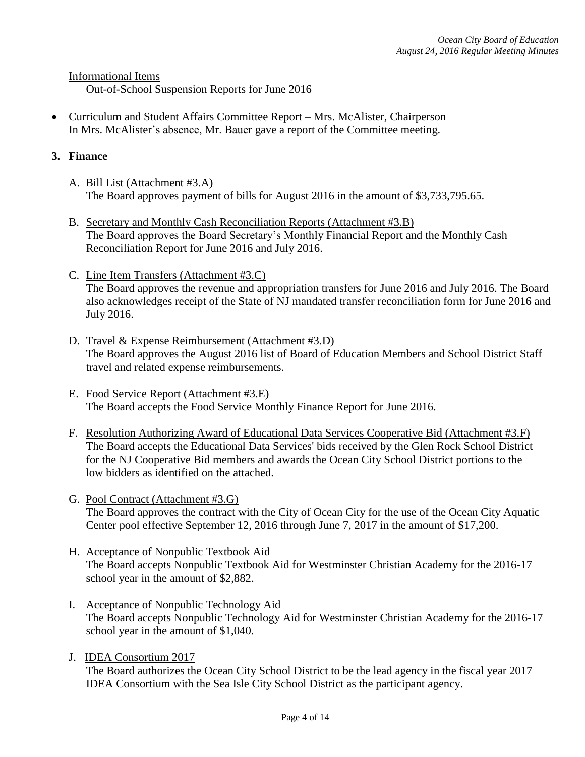Informational Items

Out-of-School Suspension Reports for June 2016

- Curriculum and Student Affairs Committee Report – Mrs. McAlister, Chairperson
  In Mrs. McAlister's absence, Mr. Bauer gave a report of the Committee meeting.

**3. Finance**

A. Bill List (Attachment #3.A)
The Board approves payment of bills for August 2016 in the amount of $3,733,795.65.

B. Secretary and Monthly Cash Reconciliation Reports (Attachment #3.B)
The Board approves the Board Secretary's Monthly Financial Report and the Monthly Cash Reconciliation Report for June 2016 and July 2016.

C. Line Item Transfers (Attachment #3.C)
The Board approves the revenue and appropriation transfers for June 2016 and July 2016. The Board also acknowledges receipt of the State of NJ mandated transfer reconciliation form for June 2016 and July 2016.

D. Travel & Expense Reimbursement (Attachment #3.D)
The Board approves the August 2016 list of Board of Education Members and School District Staff travel and related expense reimbursements.

E. Food Service Report (Attachment #3.E)
The Board accepts the Food Service Monthly Finance Report for June 2016.

F. Resolution Authorizing Award of Educational Data Services Cooperative Bid (Attachment #3.F)
The Board accepts the Educational Data Services' bids received by the Glen Rock School District for the NJ Cooperative Bid members and awards the Ocean City School District portions to the low bidders as identified on the attached.

G. Pool Contract (Attachment #3.G)
The Board approves the contract with the City of Ocean City for the use of the Ocean City Aquatic Center pool effective September 12, 2016 through June 7, 2017 in the amount of $17,200.

H. Acceptance of Nonpublic Textbook Aid
The Board accepts Nonpublic Textbook Aid for Westminster Christian Academy for the 2016-17 school year in the amount of $2,882.

I. Acceptance of Nonpublic Technology Aid
The Board accepts Nonpublic Technology Aid for Westminster Christian Academy for the 2016-17 school year in the amount of $1,040.

J. IDEA Consortium 2017
The Board authorizes the Ocean City School District to be the lead agency in the fiscal year 2017 IDEA Consortium with the Sea Isle City School District as the participant agency.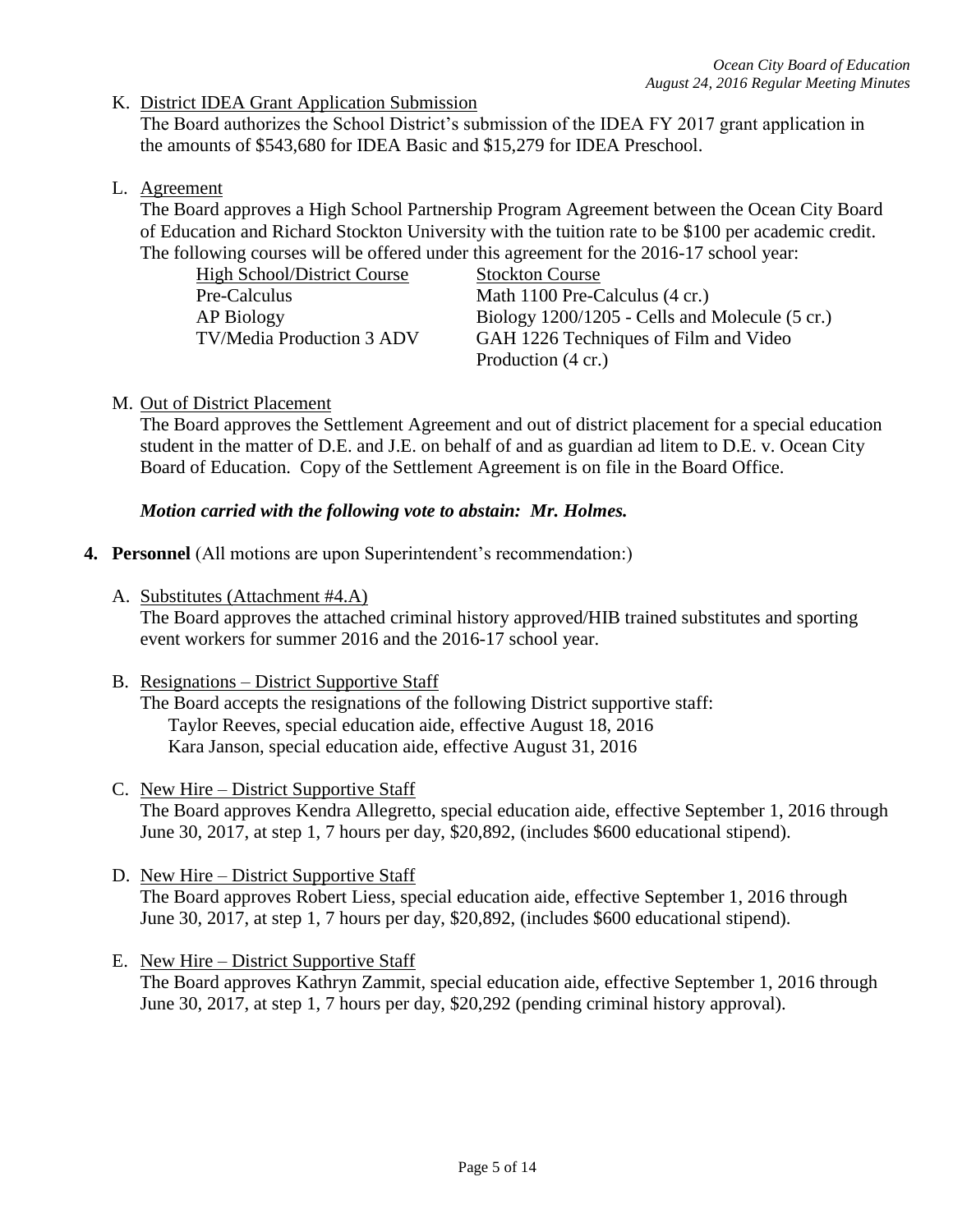K. District IDEA Grant Application Submission

The Board authorizes the School District's submission of the IDEA FY 2017 grant application in the amounts of $543,680 for IDEA Basic and $15,279 for IDEA Preschool.

L. Agreement

The Board approves a High School Partnership Program Agreement between the Ocean City Board of Education and Richard Stockton University with the tuition rate to be $100 per academic credit. The following courses will be offered under this agreement for the 2016-17 school year:

| High School/District Course | Stockton Course |
| --- | --- |
| Pre-Calculus | Math 1100 Pre-Calculus (4 cr.) |
| AP Biology | Biology 1200/1205 - Cells and Molecule (5 cr.) |
| TV/Media Production 3 ADV | GAH 1226 Techniques of Film and Video Production (4 cr.) |

M. Out of District Placement

The Board approves the Settlement Agreement and out of district placement for a special education student in the matter of D.E. and J.E. on behalf of and as guardian ad litem to D.E. v. Ocean City Board of Education. Copy of the Settlement Agreement is on file in the Board Office.

***Motion carried with the following vote to abstain: Mr. Holmes.***

**4. Personnel** (All motions are upon Superintendent's recommendation:)

A. Substitutes (Attachment #4.A)

The Board approves the attached criminal history approved/HIB trained substitutes and sporting event workers for summer 2016 and the 2016-17 school year.

B. Resignations – District Supportive Staff

The Board accepts the resignations of the following District supportive staff:

- Taylor Reeves, special education aide, effective August 18, 2016
- Kara Janson, special education aide, effective August 31, 2016

C. New Hire – District Supportive Staff

The Board approves Kendra Allegretto, special education aide, effective September 1, 2016 through June 30, 2017, at step 1, 7 hours per day, $20,892, (includes $600 educational stipend).

D. New Hire – District Supportive Staff

The Board approves Robert Liess, special education aide, effective September 1, 2016 through June 30, 2017, at step 1, 7 hours per day, $20,892, (includes $600 educational stipend).

E. New Hire – District Supportive Staff

The Board approves Kathryn Zammit, special education aide, effective September 1, 2016 through June 30, 2017, at step 1, 7 hours per day, $20,292 (pending criminal history approval).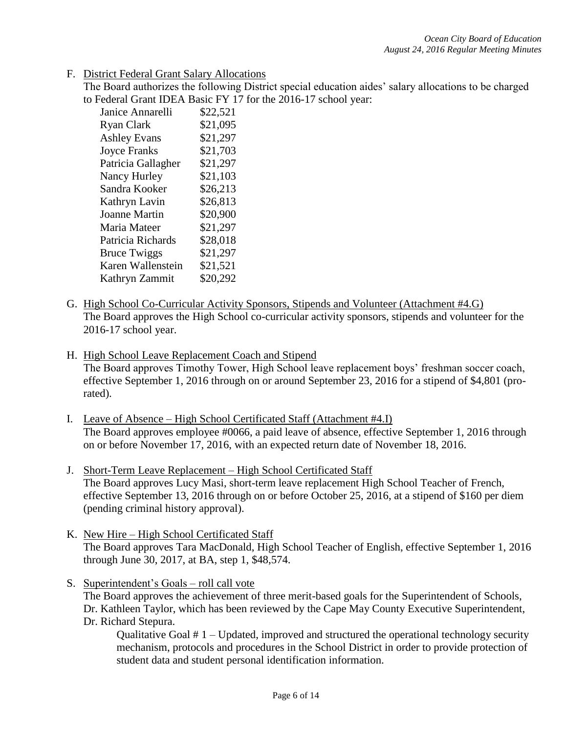F. District Federal Grant Salary Allocations

The Board authorizes the following District special education aides' salary allocations to be charged to Federal Grant IDEA Basic FY 17 for the 2016-17 school year:

| | |
|---|---|
| Janice Annarelli | $22,521 |
| Ryan Clark | $21,095 |
| Ashley Evans | $21,297 |
| Joyce Franks | $21,703 |
| Patricia Gallagher | $21,297 |
| Nancy Hurley | $21,103 |
| Sandra Kooker | $26,213 |
| Kathryn Lavin | $26,813 |
| Joanne Martin | $20,900 |
| Maria Mateer | $21,297 |
| Patricia Richards | $28,018 |
| Bruce Twiggs | $21,297 |
| Karen Wallenstein | $21,521 |
| Kathryn Zammit | $20,292 |

G. High School Co-Curricular Activity Sponsors, Stipends and Volunteer (Attachment #4.G)

The Board approves the High School co-curricular activity sponsors, stipends and volunteer for the 2016-17 school year.

H. High School Leave Replacement Coach and Stipend

The Board approves Timothy Tower, High School leave replacement boys' freshman soccer coach, effective September 1, 2016 through on or around September 23, 2016 for a stipend of $4,801 (pro-rated).

I. Leave of Absence – High School Certificated Staff (Attachment #4.I)

The Board approves employee #0066, a paid leave of absence, effective September 1, 2016 through on or before November 17, 2016, with an expected return date of November 18, 2016.

J. Short-Term Leave Replacement – High School Certificated Staff

The Board approves Lucy Masi, short-term leave replacement High School Teacher of French, effective September 13, 2016 through on or before October 25, 2016, at a stipend of $160 per diem (pending criminal history approval).

K. New Hire – High School Certificated Staff

The Board approves Tara MacDonald, High School Teacher of English, effective September 1, 2016 through June 30, 2017, at BA, step 1, $48,574.

S. Superintendent's Goals – roll call vote

The Board approves the achievement of three merit-based goals for the Superintendent of Schools, Dr. Kathleen Taylor, which has been reviewed by the Cape May County Executive Superintendent, Dr. Richard Stepura.

Qualitative Goal # 1 – Updated, improved and structured the operational technology security mechanism, protocols and procedures in the School District in order to provide protection of student data and student personal identification information.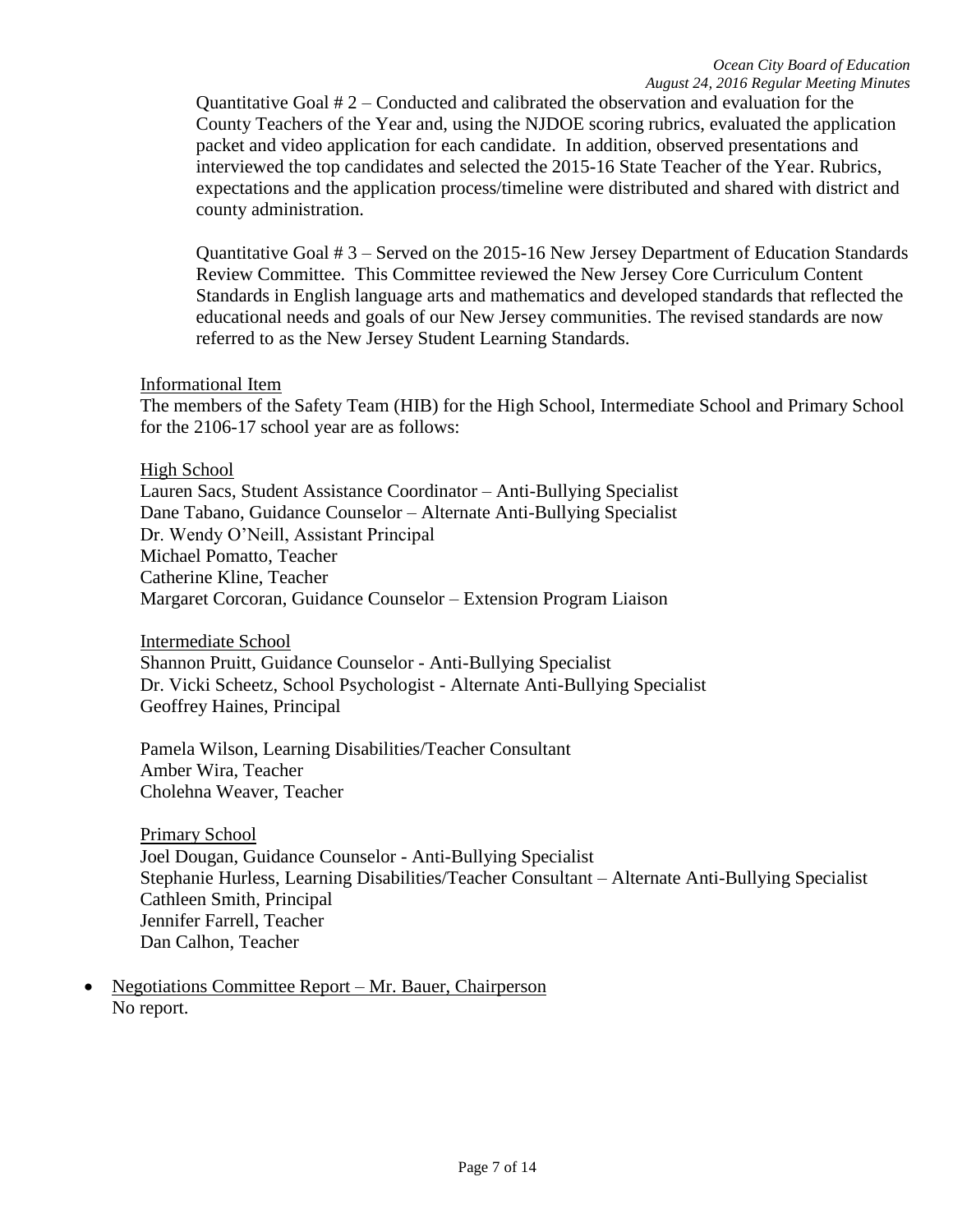Quantitative Goal # 2 – Conducted and calibrated the observation and evaluation for the County Teachers of the Year and, using the NJDOE scoring rubrics, evaluated the application packet and video application for each candidate. In addition, observed presentations and interviewed the top candidates and selected the 2015-16 State Teacher of the Year. Rubrics, expectations and the application process/timeline were distributed and shared with district and county administration.

Quantitative Goal # 3 – Served on the 2015-16 New Jersey Department of Education Standards Review Committee. This Committee reviewed the New Jersey Core Curriculum Content Standards in English language arts and mathematics and developed standards that reflected the educational needs and goals of our New Jersey communities. The revised standards are now referred to as the New Jersey Student Learning Standards.

Informational Item

The members of the Safety Team (HIB) for the High School, Intermediate School and Primary School for the 2106-17 school year are as follows:

High School

Lauren Sacs, Student Assistance Coordinator – Anti-Bullying Specialist
Dane Tabano, Guidance Counselor – Alternate Anti-Bullying Specialist
Dr. Wendy O'Neill, Assistant Principal
Michael Pomatto, Teacher
Catherine Kline, Teacher
Margaret Corcoran, Guidance Counselor – Extension Program Liaison

Intermediate School

Shannon Pruitt, Guidance Counselor - Anti-Bullying Specialist
Dr. Vicki Scheetz, School Psychologist - Alternate Anti-Bullying Specialist
Geoffrey Haines, Principal

Pamela Wilson, Learning Disabilities/Teacher Consultant
Amber Wira, Teacher
Cholehna Weaver, Teacher

Primary School

Joel Dougan, Guidance Counselor - Anti-Bullying Specialist
Stephanie Hurless, Learning Disabilities/Teacher Consultant – Alternate Anti-Bullying Specialist
Cathleen Smith, Principal
Jennifer Farrell, Teacher
Dan Calhon, Teacher

- Negotiations Committee Report – Mr. Bauer, Chairperson
  No report.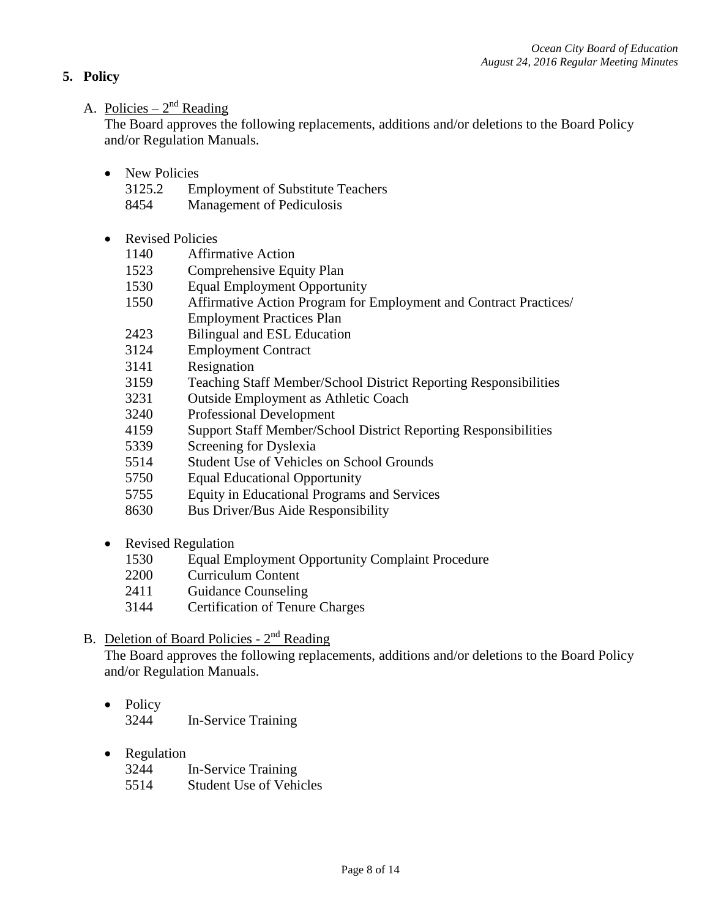## 5. Policy

A. Policies – 2nd Reading

The Board approves the following replacements, additions and/or deletions to the Board Policy and/or Regulation Manuals.

- New Policies
  - 3125.2 Employment of Substitute Teachers
  - 8454 Management of Pediculosis

- Revised Policies
  - 1140 Affirmative Action
  - 1523 Comprehensive Equity Plan
  - 1530 Equal Employment Opportunity
  - 1550 Affirmative Action Program for Employment and Contract Practices/ Employment Practices Plan
  - 2423 Bilingual and ESL Education
  - 3124 Employment Contract
  - 3141 Resignation
  - 3159 Teaching Staff Member/School District Reporting Responsibilities
  - 3231 Outside Employment as Athletic Coach
  - 3240 Professional Development
  - 4159 Support Staff Member/School District Reporting Responsibilities
  - 5339 Screening for Dyslexia
  - 5514 Student Use of Vehicles on School Grounds
  - 5750 Equal Educational Opportunity
  - 5755 Equity in Educational Programs and Services
  - 8630 Bus Driver/Bus Aide Responsibility

- Revised Regulation
  - 1530 Equal Employment Opportunity Complaint Procedure
  - 2200 Curriculum Content
  - 2411 Guidance Counseling
  - 3144 Certification of Tenure Charges

B. Deletion of Board Policies - 2nd Reading

The Board approves the following replacements, additions and/or deletions to the Board Policy and/or Regulation Manuals.

- Policy
  - 3244 In-Service Training

- Regulation
  - 3244 In-Service Training
  - 5514 Student Use of Vehicles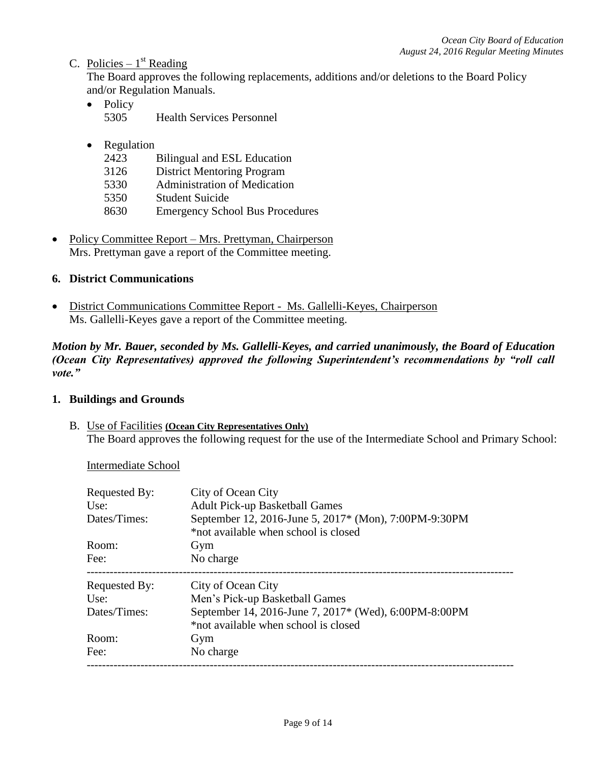C. Policies – 1st Reading

The Board approves the following replacements, additions and/or deletions to the Board Policy and/or Regulation Manuals.

- Policy
  5305 Health Services Personnel

- Regulation
  2423 Bilingual and ESL Education
  3126 District Mentoring Program
  5330 Administration of Medication
  5350 Student Suicide
  8630 Emergency School Bus Procedures

- Policy Committee Report – Mrs. Prettyman, Chairperson
  Mrs. Prettyman gave a report of the Committee meeting.

**6. District Communications**

- District Communications Committee Report - Ms. Gallelli-Keyes, Chairperson
  Ms. Gallelli-Keyes gave a report of the Committee meeting.

***Motion by Mr. Bauer, seconded by Ms. Gallelli-Keyes, and carried unanimously, the Board of Education (Ocean City Representatives) approved the following Superintendent's recommendations by "roll call vote."***

**1. Buildings and Grounds**

B. Use of Facilities **(Ocean City Representatives Only)**

The Board approves the following request for the use of the Intermediate School and Primary School:

Intermediate School

| | |
|---|---|
| Requested By: | City of Ocean City |
| Use: | Adult Pick-up Basketball Games |
| Dates/Times: | September 12, 2016-June 5, 2017* (Mon), 7:00PM-9:30PM *not available when school is closed |
| Room: | Gym |
| Fee: | No charge |

---

| | |
|---|---|
| Requested By: | City of Ocean City |
| Use: | Men's Pick-up Basketball Games |
| Dates/Times: | September 14, 2016-June 7, 2017* (Wed), 6:00PM-8:00PM *not available when school is closed |
| Room: | Gym |
| Fee: | No charge |

---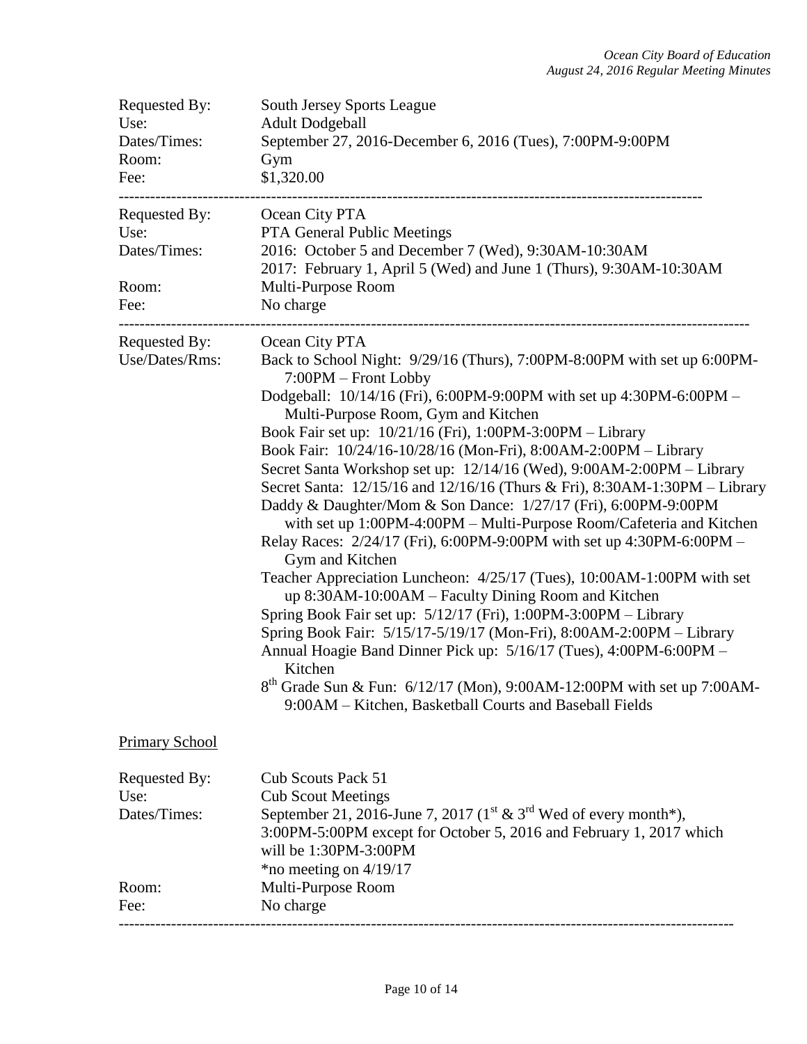| | |
|---|---|
| Requested By: | South Jersey Sports League |
| Use: | Adult Dodgeball |
| Dates/Times: | September 27, 2016-December 6, 2016 (Tues), 7:00PM-9:00PM |
| Room: | Gym |
| Fee: | $1,320.00 |

---

| | |
|---|---|
| Requested By: | Ocean City PTA |
| Use: | PTA General Public Meetings |
| Dates/Times: | 2016: October 5 and December 7 (Wed), 9:30AM-10:30AM<br>2017: February 1, April 5 (Wed) and June 1 (Thurs), 9:30AM-10:30AM |
| Room: | Multi-Purpose Room |
| Fee: | No charge |

---

Requested By: Ocean City PTA

Use/Dates/Rms:

- Back to School Night: 9/29/16 (Thurs), 7:00PM-8:00PM with set up 6:00PM-7:00PM – Front Lobby
- Dodgeball: 10/14/16 (Fri), 6:00PM-9:00PM with set up 4:30PM-6:00PM – Multi-Purpose Room, Gym and Kitchen
- Book Fair set up: 10/21/16 (Fri), 1:00PM-3:00PM – Library
- Book Fair: 10/24/16-10/28/16 (Mon-Fri), 8:00AM-2:00PM – Library
- Secret Santa Workshop set up: 12/14/16 (Wed), 9:00AM-2:00PM – Library
- Secret Santa: 12/15/16 and 12/16/16 (Thurs & Fri), 8:30AM-1:30PM – Library
- Daddy & Daughter/Mom & Son Dance: 1/27/17 (Fri), 6:00PM-9:00PM with set up 1:00PM-4:00PM – Multi-Purpose Room/Cafeteria and Kitchen
- Relay Races: 2/24/17 (Fri), 6:00PM-9:00PM with set up 4:30PM-6:00PM – Gym and Kitchen
- Teacher Appreciation Luncheon: 4/25/17 (Tues), 10:00AM-1:00PM with set up 8:30AM-10:00AM – Faculty Dining Room and Kitchen
- Spring Book Fair set up: 5/12/17 (Fri), 1:00PM-3:00PM – Library
- Spring Book Fair: 5/15/17-5/19/17 (Mon-Fri), 8:00AM-2:00PM – Library
- Annual Hoagie Band Dinner Pick up: 5/16/17 (Tues), 4:00PM-6:00PM – Kitchen
- 8th Grade Sun & Fun: 6/12/17 (Mon), 9:00AM-12:00PM with set up 7:00AM-9:00AM – Kitchen, Basketball Courts and Baseball Fields

<u>Primary School</u>

| | |
|---|---|
| Requested By: | Cub Scouts Pack 51 |
| Use: | Cub Scout Meetings |
| Dates/Times: | September 21, 2016-June 7, 2017 (1st & 3rd Wed of every month*), 3:00PM-5:00PM except for October 5, 2016 and February 1, 2017 which will be 1:30PM-3:00PM<br>*no meeting on 4/19/17 |
| Room: | Multi-Purpose Room |
| Fee: | No charge |

---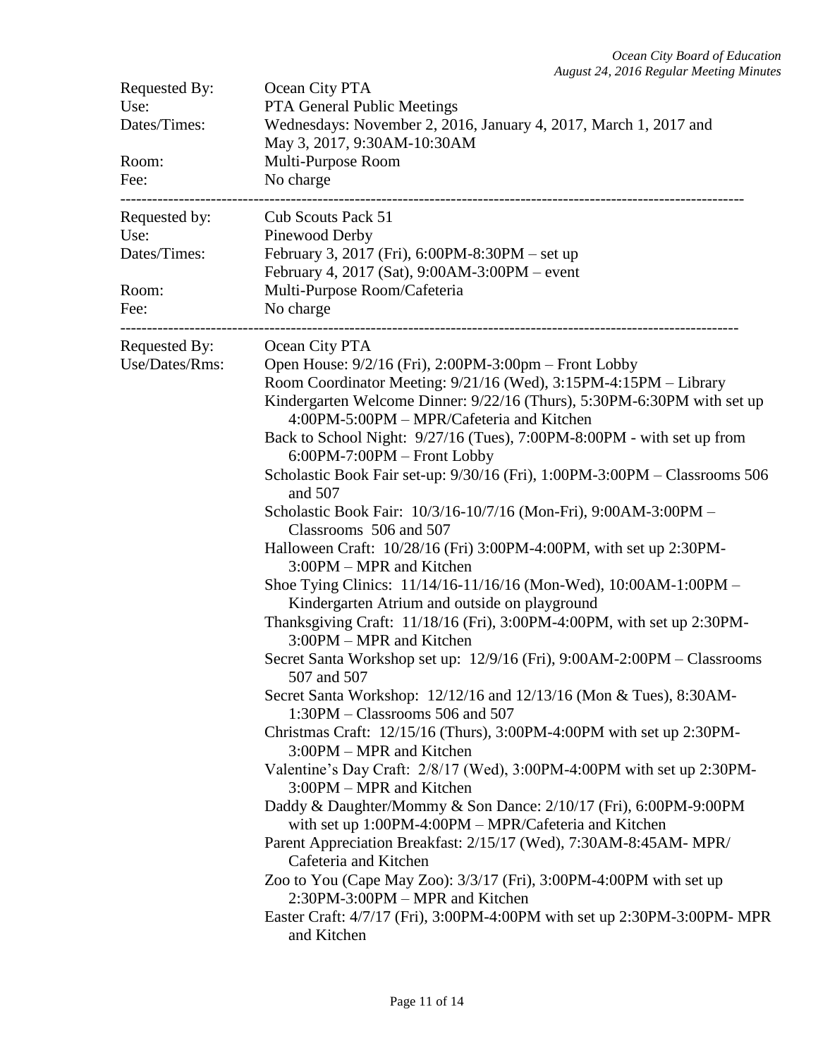| | |
|---|---|
| Requested By: | Ocean City PTA |
| Use: | PTA General Public Meetings |
| Dates/Times: | Wednesdays: November 2, 2016, January 4, 2017, March 1, 2017 and May 3, 2017, 9:30AM-10:30AM |
| Room: | Multi-Purpose Room |
| Fee: | No charge |

---

| | |
|---|---|
| Requested by: | Cub Scouts Pack 51 |
| Use: | Pinewood Derby |
| Dates/Times: | February 3, 2017 (Fri), 6:00PM-8:30PM – set up<br>February 4, 2017 (Sat), 9:00AM-3:00PM – event |
| Room: | Multi-Purpose Room/Cafeteria |
| Fee: | No charge |

---

Requested By: Ocean City PTA

Use/Dates/Rms:

- Open House: 9/2/16 (Fri), 2:00PM-3:00pm – Front Lobby
- Room Coordinator Meeting: 9/21/16 (Wed), 3:15PM-4:15PM – Library
- Kindergarten Welcome Dinner: 9/22/16 (Thurs), 5:30PM-6:30PM with set up 4:00PM-5:00PM – MPR/Cafeteria and Kitchen
- Back to School Night: 9/27/16 (Tues), 7:00PM-8:00PM - with set up from 6:00PM-7:00PM – Front Lobby
- Scholastic Book Fair set-up: 9/30/16 (Fri), 1:00PM-3:00PM – Classrooms 506 and 507
- Scholastic Book Fair: 10/3/16-10/7/16 (Mon-Fri), 9:00AM-3:00PM – Classrooms 506 and 507
- Halloween Craft: 10/28/16 (Fri) 3:00PM-4:00PM, with set up 2:30PM-3:00PM – MPR and Kitchen
- Shoe Tying Clinics: 11/14/16-11/16/16 (Mon-Wed), 10:00AM-1:00PM – Kindergarten Atrium and outside on playground
- Thanksgiving Craft: 11/18/16 (Fri), 3:00PM-4:00PM, with set up 2:30PM-3:00PM – MPR and Kitchen
- Secret Santa Workshop set up: 12/9/16 (Fri), 9:00AM-2:00PM – Classrooms 507 and 507
- Secret Santa Workshop: 12/12/16 and 12/13/16 (Mon & Tues), 8:30AM-1:30PM – Classrooms 506 and 507
- Christmas Craft: 12/15/16 (Thurs), 3:00PM-4:00PM with set up 2:30PM-3:00PM – MPR and Kitchen
- Valentine's Day Craft: 2/8/17 (Wed), 3:00PM-4:00PM with set up 2:30PM-3:00PM – MPR and Kitchen
- Daddy & Daughter/Mommy & Son Dance: 2/10/17 (Fri), 6:00PM-9:00PM with set up 1:00PM-4:00PM – MPR/Cafeteria and Kitchen
- Parent Appreciation Breakfast: 2/15/17 (Wed), 7:30AM-8:45AM- MPR/ Cafeteria and Kitchen
- Zoo to You (Cape May Zoo): 3/3/17 (Fri), 3:00PM-4:00PM with set up 2:30PM-3:00PM – MPR and Kitchen
- Easter Craft: 4/7/17 (Fri), 3:00PM-4:00PM with set up 2:30PM-3:00PM- MPR and Kitchen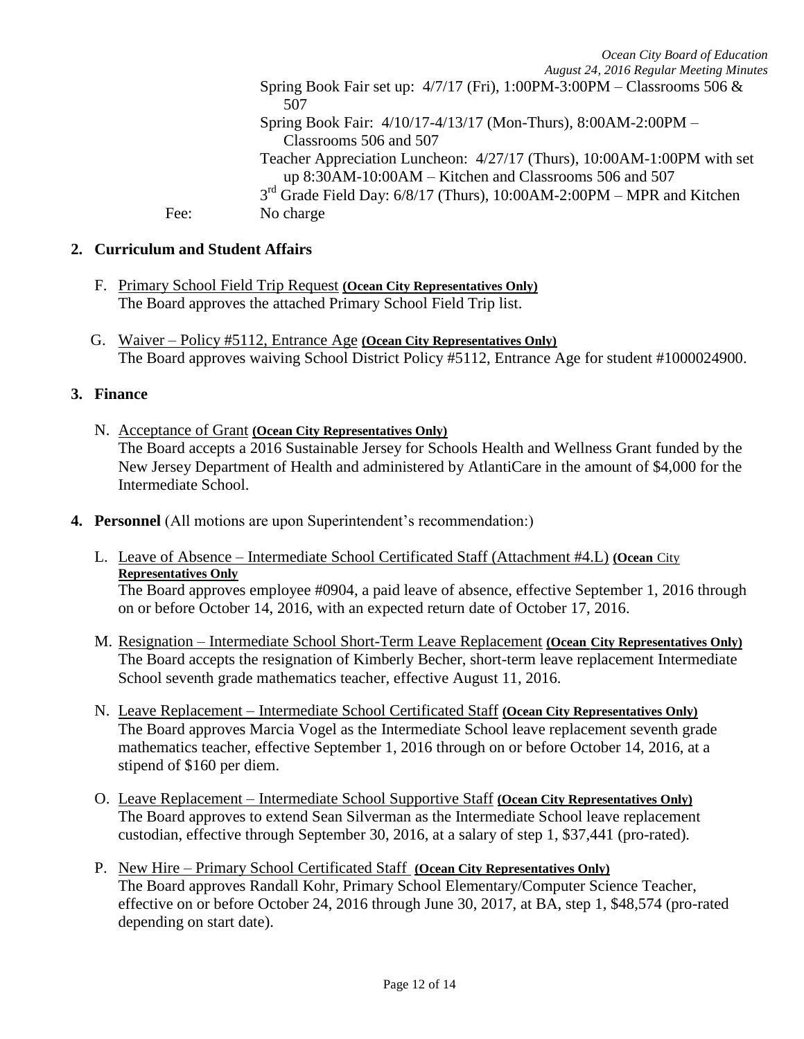Spring Book Fair set up: 4/7/17 (Fri), 1:00PM-3:00PM – Classrooms 506 & 507
Spring Book Fair: 4/10/17-4/13/17 (Mon-Thurs), 8:00AM-2:00PM – Classrooms 506 and 507
Teacher Appreciation Luncheon: 4/27/17 (Thurs), 10:00AM-1:00PM with set up 8:30AM-10:00AM – Kitchen and Classrooms 506 and 507
3rd Grade Field Day: 6/8/17 (Thurs), 10:00AM-2:00PM – MPR and Kitchen

Fee: No charge

**2. Curriculum and Student Affairs**

F. Primary School Field Trip Request **(Ocean City Representatives Only)**
The Board approves the attached Primary School Field Trip list.

G. Waiver – Policy #5112, Entrance Age **(Ocean City Representatives Only)**
The Board approves waiving School District Policy #5112, Entrance Age for student #1000024900.

**3. Finance**

N. Acceptance of Grant **(Ocean City Representatives Only)**
The Board accepts a 2016 Sustainable Jersey for Schools Health and Wellness Grant funded by the New Jersey Department of Health and administered by AtlantiCare in the amount of $4,000 for the Intermediate School.

**4. Personnel** (All motions are upon Superintendent's recommendation:)

L. Leave of Absence – Intermediate School Certificated Staff (Attachment #4.L) **(Ocean City Representatives Only**
The Board approves employee #0904, a paid leave of absence, effective September 1, 2016 through on or before October 14, 2016, with an expected return date of October 17, 2016.

M. Resignation – Intermediate School Short-Term Leave Replacement **(Ocean City Representatives Only)**
The Board accepts the resignation of Kimberly Becher, short-term leave replacement Intermediate School seventh grade mathematics teacher, effective August 11, 2016.

N. Leave Replacement – Intermediate School Certificated Staff **(Ocean City Representatives Only)**
The Board approves Marcia Vogel as the Intermediate School leave replacement seventh grade mathematics teacher, effective September 1, 2016 through on or before October 14, 2016, at a stipend of $160 per diem.

O. Leave Replacement – Intermediate School Supportive Staff **(Ocean City Representatives Only)**
The Board approves to extend Sean Silverman as the Intermediate School leave replacement custodian, effective through September 30, 2016, at a salary of step 1, $37,441 (pro-rated).

P. New Hire – Primary School Certificated Staff **(Ocean City Representatives Only)**
The Board approves Randall Kohr, Primary School Elementary/Computer Science Teacher, effective on or before October 24, 2016 through June 30, 2017, at BA, step 1, $48,574 (pro-rated depending on start date).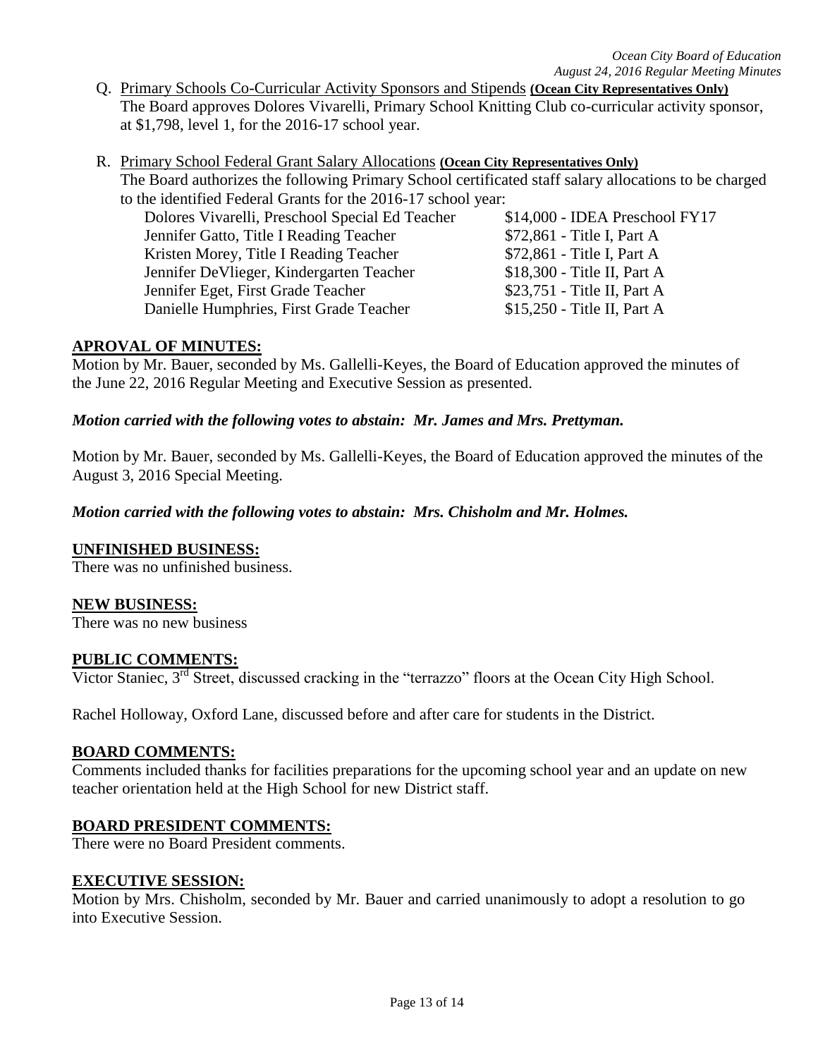Q. Primary Schools Co-Curricular Activity Sponsors and Stipends **(Ocean City Representatives Only)**
The Board approves Dolores Vivarelli, Primary School Knitting Club co-curricular activity sponsor, at $1,798, level 1, for the 2016-17 school year.

R. Primary School Federal Grant Salary Allocations **(Ocean City Representatives Only)**
The Board authorizes the following Primary School certificated staff salary allocations to be charged to the identified Federal Grants for the 2016-17 school year:

| Staff | Allocation |
|---|---|
| Dolores Vivarelli, Preschool Special Ed Teacher | $14,000 - IDEA Preschool FY17 |
| Jennifer Gatto, Title I Reading Teacher | $72,861 - Title I, Part A |
| Kristen Morey, Title I Reading Teacher | $72,861 - Title I, Part A |
| Jennifer DeVlieger, Kindergarten Teacher | $18,300 - Title II, Part A |
| Jennifer Eget, First Grade Teacher | $23,751 - Title II, Part A |
| Danielle Humphries, First Grade Teacher | $15,250 - Title II, Part A |

## APROVAL OF MINUTES:

Motion by Mr. Bauer, seconded by Ms. Gallelli-Keyes, the Board of Education approved the minutes of the June 22, 2016 Regular Meeting and Executive Session as presented.

***Motion carried with the following votes to abstain: Mr. James and Mrs. Prettyman.***

Motion by Mr. Bauer, seconded by Ms. Gallelli-Keyes, the Board of Education approved the minutes of the August 3, 2016 Special Meeting.

***Motion carried with the following votes to abstain: Mrs. Chisholm and Mr. Holmes.***

## UNFINISHED BUSINESS:

There was no unfinished business.

## NEW BUSINESS:

There was no new business

## PUBLIC COMMENTS:

Victor Staniec, 3rd Street, discussed cracking in the "terrazzo" floors at the Ocean City High School.

Rachel Holloway, Oxford Lane, discussed before and after care for students in the District.

## BOARD COMMENTS:

Comments included thanks for facilities preparations for the upcoming school year and an update on new teacher orientation held at the High School for new District staff.

## BOARD PRESIDENT COMMENTS:

There were no Board President comments.

## EXECUTIVE SESSION:

Motion by Mrs. Chisholm, seconded by Mr. Bauer and carried unanimously to adopt a resolution to go into Executive Session.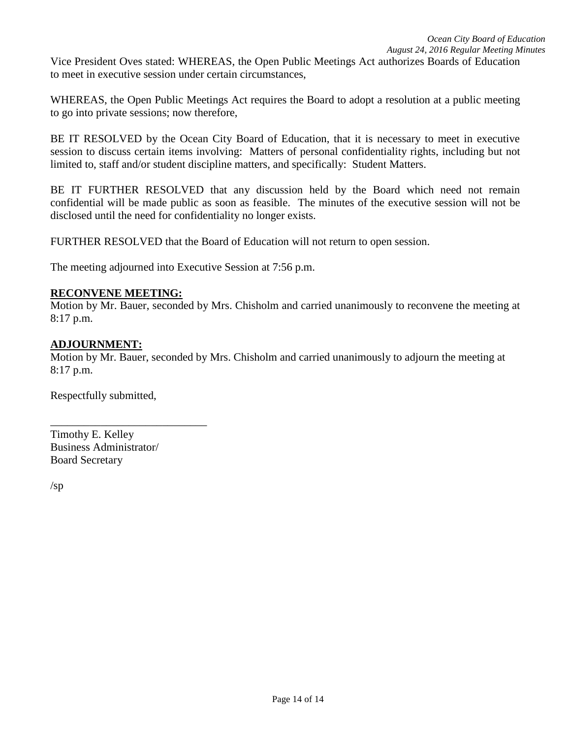Vice President Oves stated: WHEREAS, the Open Public Meetings Act authorizes Boards of Education to meet in executive session under certain circumstances,

WHEREAS, the Open Public Meetings Act requires the Board to adopt a resolution at a public meeting to go into private sessions; now therefore,

BE IT RESOLVED by the Ocean City Board of Education, that it is necessary to meet in executive session to discuss certain items involving: Matters of personal confidentiality rights, including but not limited to, staff and/or student discipline matters, and specifically: Student Matters.

BE IT FURTHER RESOLVED that any discussion held by the Board which need not remain confidential will be made public as soon as feasible. The minutes of the executive session will not be disclosed until the need for confidentiality no longer exists.

FURTHER RESOLVED that the Board of Education will not return to open session.

The meeting adjourned into Executive Session at 7:56 p.m.

**RECONVENE MEETING:**

Motion by Mr. Bauer, seconded by Mrs. Chisholm and carried unanimously to reconvene the meeting at 8:17 p.m.

**ADJOURNMENT:**

Motion by Mr. Bauer, seconded by Mrs. Chisholm and carried unanimously to adjourn the meeting at 8:17 p.m.

Respectfully submitted,

___________________________

Timothy E. Kelley
Business Administrator/
Board Secretary

/sp